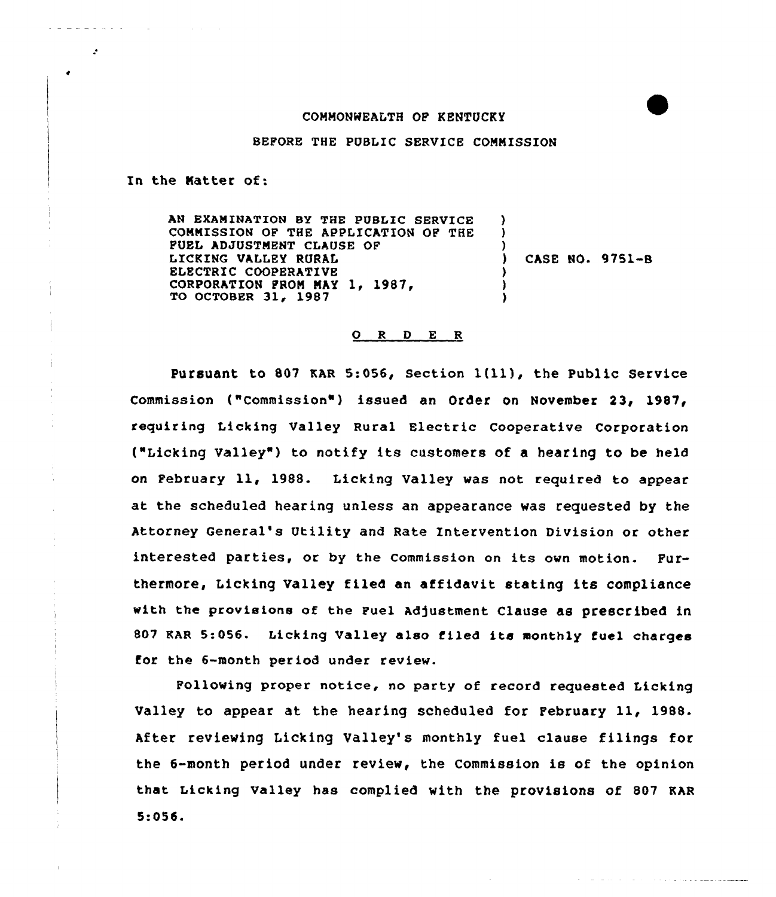COMMONWEALTH OF KENTUCKY

BEFORE THE PUBLIC SERVICE COMMISSION

In the Matter of:

AN EXAMINATION BY THE PUBLIC SERVICE COMMISSION OF THE APPLICATION OF THE FUEL ADJUSTMENT CLAUSE OF LICKING VALLEY RURAL ELECTRIC COOPERATIVE CORPORATION FROM MAY 1, 1987, TO OCTOBER 31, 1987 ) CASE NO. 9751-B

O R D E R

Pursuant to 807 KAR 5:056, Section 1(11), the Public Service Commission ("Commission") issued an Order on November 23, 1987, requiring Licking Valley Rural Electric Cooperative Corporation ("Licking Valley") to notify its customers of a hearing to be held on February 11, 1988. Licking Valley was not required to appear at the scheduled hearing unless an appearance was requested by the Attorney General's Utility and Rate Intervention Division or other interested parties, or by the Commission on its own motion. Furthermore, Licking Valley filed an affidavit stating its compliance with the provisions of the Fuel Adjustment Clause as prescribed in 807 KAR 5:056. Licking Valley also filed its monthly fuel charges for the 6-month period under review.

Following proper notice, no party of record requested Licking Valley to appear at the hearing scheduled for February 11, 1988. After reviewing Licking Valley's monthly fuel clause filings for the 6-month period under review, the Commission is of the opinion that Licking Valley has complied with the provisions of 807 KAR 5:056.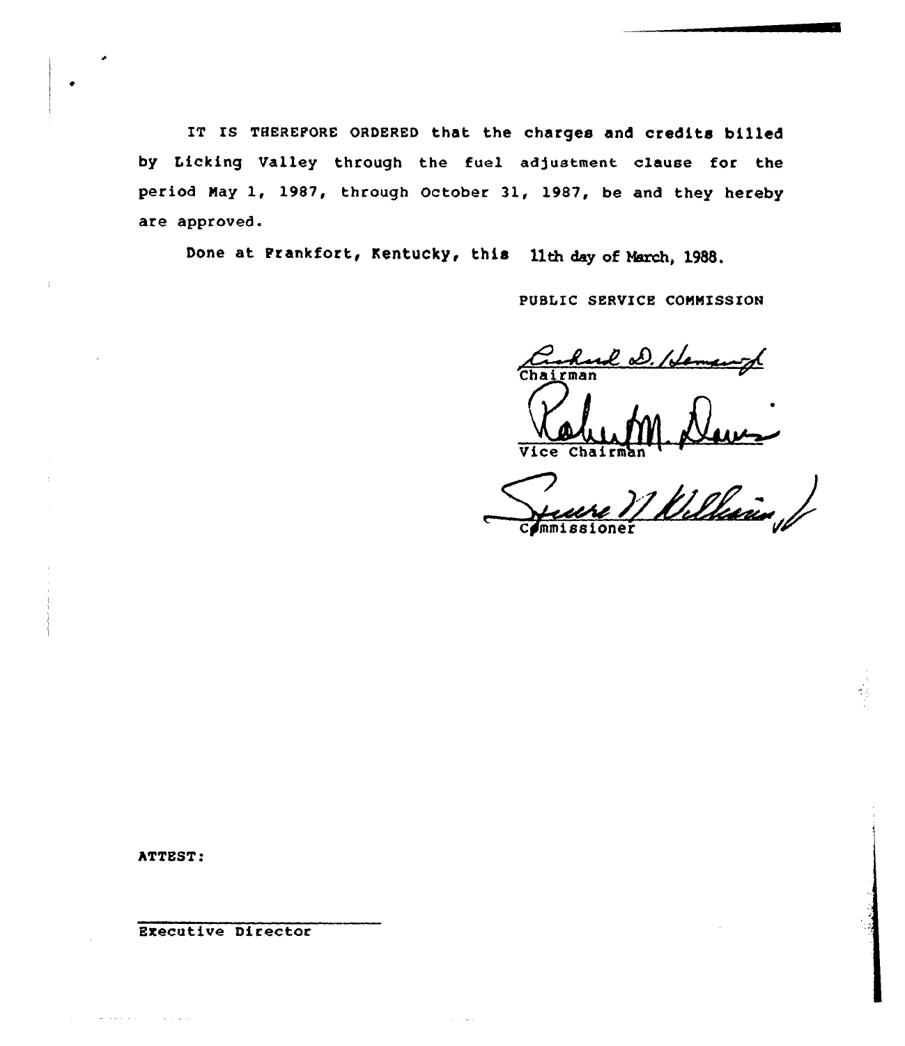IT IS THEREFORE ORDERED that the charges and credits billed by Licking Valley through the fuel adjustment clause for the period May 1, 1987, through October 31, 1987, be and they hereby are approved.

Done at Frankfort, Kentucky, this 11th day of March, 1988.

PUBLIC SERVICE COMMISSION

Chairman

Vice Chairman

Commissioner

ATTEST:

Executive Director